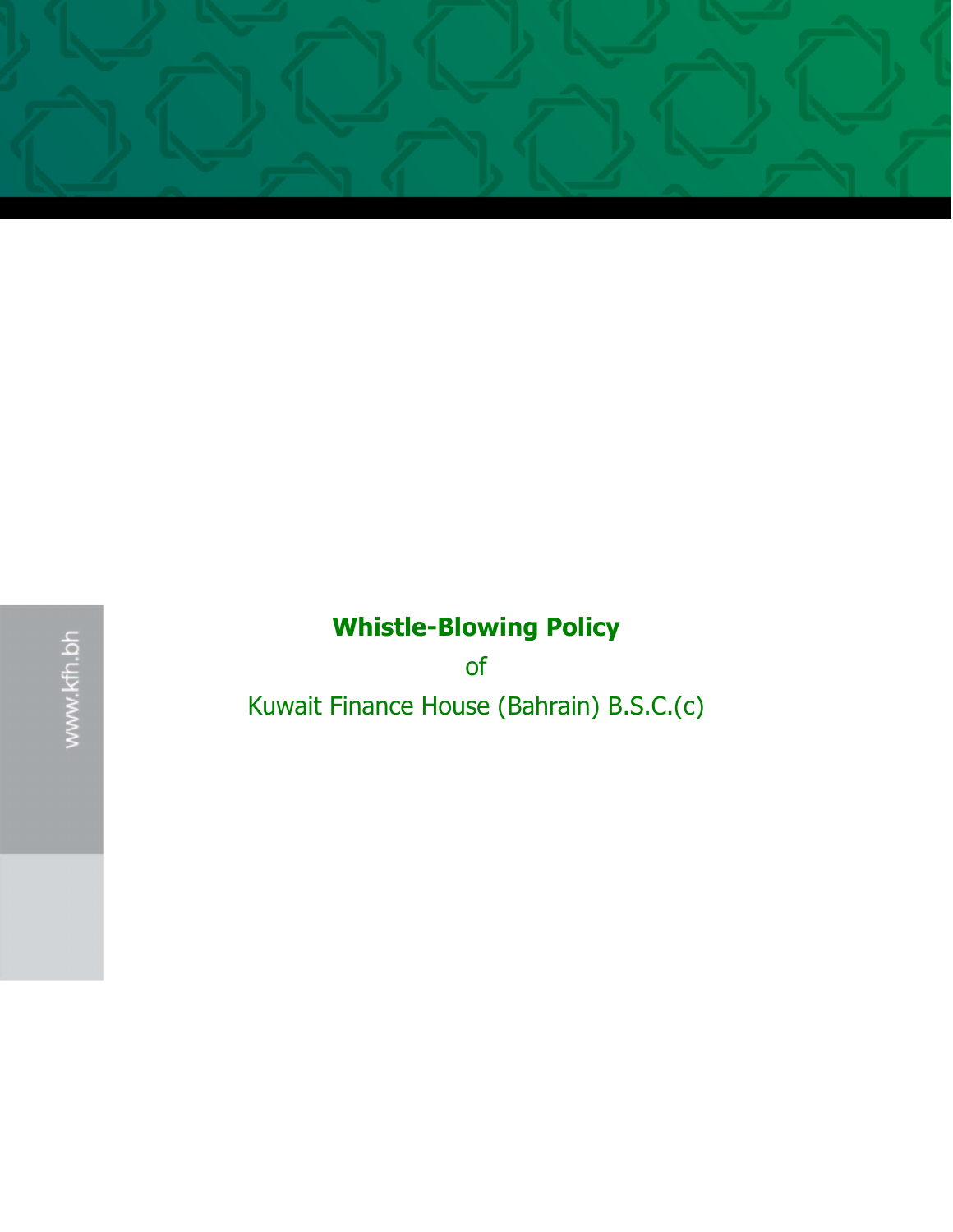# Whistle-Blowing Policy

of

Kuwait Finance House (Bahrain) B.S.C.(c)

www.kfh.bh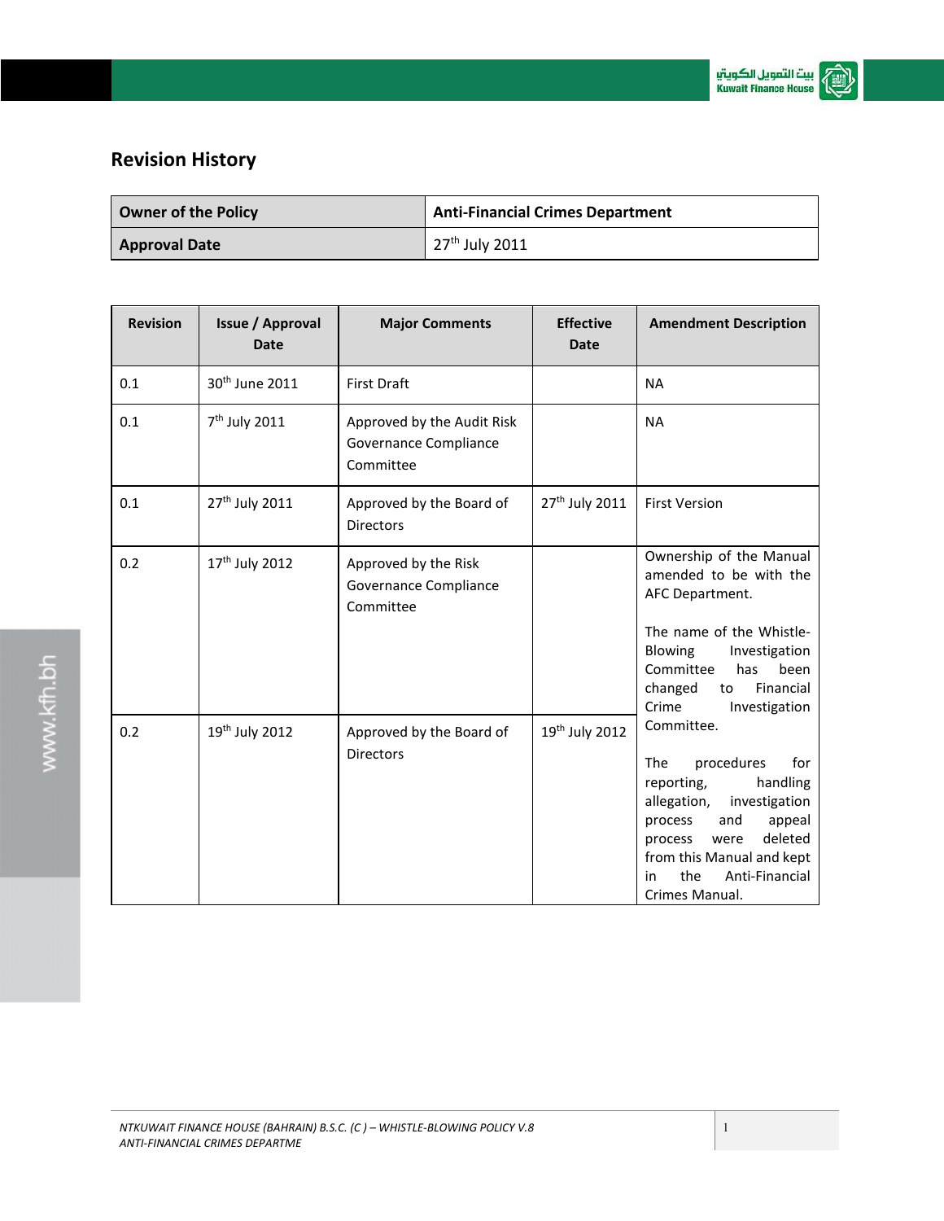## Revision History

| Owner of the Policy | Anti-Financial Crimes Department |
|---|---|
| Approval Date | 27th July 2011 |

| Revision | Issue / Approval Date | Major Comments | Effective Date | Amendment Description |
|---|---|---|---|---|
| 0.1 | 30th June 2011 | First Draft | | NA |
| 0.1 | 7th July 2011 | Approved by the Audit Risk Governance Compliance Committee | | NA |
| 0.1 | 27th July 2011 | Approved by the Board of Directors | 27th July 2011 | First Version |
| 0.2 | 17th July 2012 | Approved by the Risk Governance Compliance Committee | | Ownership of the Manual amended to be with the AFC Department. The name of the Whistle-Blowing Investigation Committee has been changed to Financial Crime Investigation Committee. The procedures for reporting, handling allegation, investigation process and appeal process were deleted from this Manual and kept in the Anti-Financial Crimes Manual. |
| 0.2 | 19th July 2012 | Approved by the Board of Directors | 19th July 2012 | |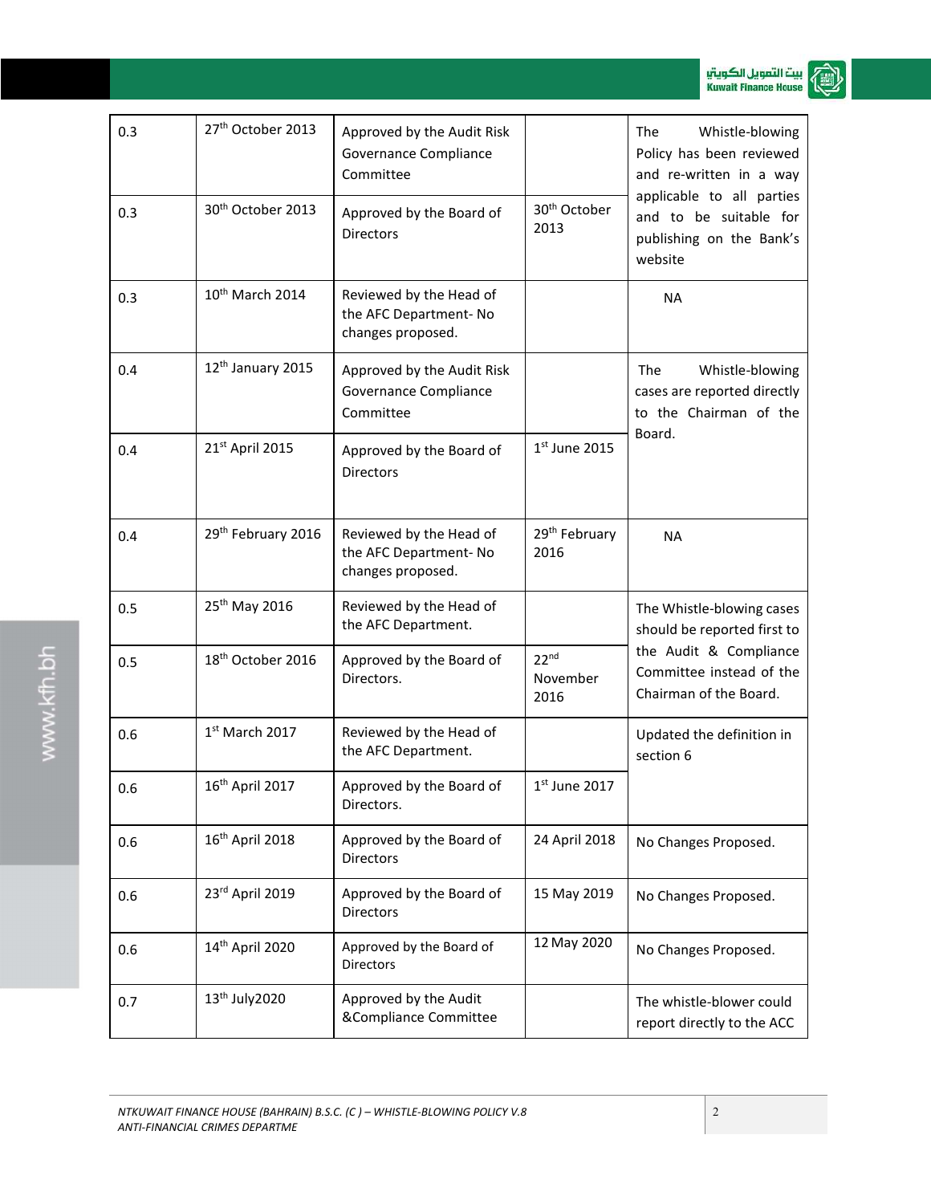| 0.3 | 27th October 2013 | Approved by the Audit Risk Governance Compliance Committee | | The Whistle-blowing Policy has been reviewed and re-written in a way applicable to all parties and to be suitable for publishing on the Bank's website |
|---|---|---|---|---|
| 0.3 | 30th October 2013 | Approved by the Board of Directors | 30th October 2013 | |
| 0.3 | 10th March 2014 | Reviewed by the Head of the AFC Department- No changes proposed. | | NA |
| 0.4 | 12th January 2015 | Approved by the Audit Risk Governance Compliance Committee | | The Whistle-blowing cases are reported directly to the Chairman of the Board. |
| 0.4 | 21st April 2015 | Approved by the Board of Directors | 1st June 2015 | |
| 0.4 | 29th February 2016 | Reviewed by the Head of the AFC Department- No changes proposed. | 29th February 2016 | NA |
| 0.5 | 25th May 2016 | Reviewed by the Head of the AFC Department. | | The Whistle-blowing cases should be reported first to the Audit & Compliance Committee instead of the Chairman of the Board. |
| 0.5 | 18th October 2016 | Approved by the Board of Directors. | 22nd November 2016 | |
| 0.6 | 1st March 2017 | Reviewed by the Head of the AFC Department. | | Updated the definition in section 6 |
| 0.6 | 16th April 2017 | Approved by the Board of Directors. | 1st June 2017 | |
| 0.6 | 16th April 2018 | Approved by the Board of Directors | 24 April 2018 | No Changes Proposed. |
| 0.6 | 23rd April 2019 | Approved by the Board of Directors | 15 May 2019 | No Changes Proposed. |
| 0.6 | 14th April 2020 | Approved by the Board of Directors | 12 May 2020 | No Changes Proposed. |
| 0.7 | 13th July2020 | Approved by the Audit &Compliance Committee | | The whistle-blower could report directly to the ACC |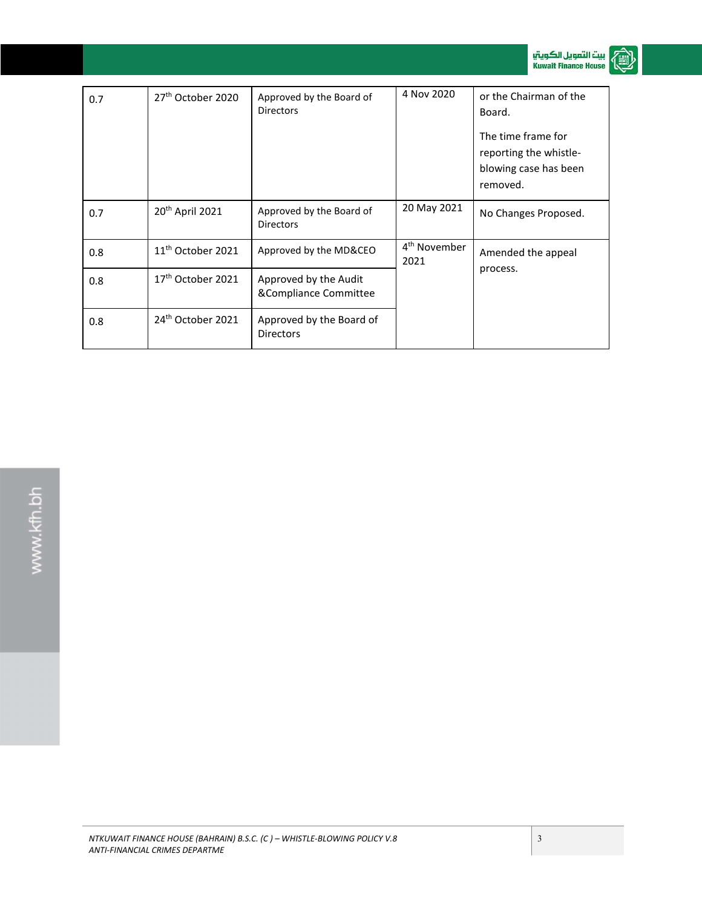| | | | | |
|---|---|---|---|---|
| 0.7 | 27th October 2020 | Approved by the Board of Directors | 4 Nov 2020 | or the Chairman of the Board. The time frame for reporting the whistle-blowing case has been removed. |
| 0.7 | 20th April 2021 | Approved by the Board of Directors | 20 May 2021 | No Changes Proposed. |
| 0.8 | 11th October 2021 | Approved by the MD&CEO | 4th November 2021 | Amended the appeal process. |
| 0.8 | 17th October 2021 | Approved by the Audit &Compliance Committee | | |
| 0.8 | 24th October 2021 | Approved by the Board of Directors | | |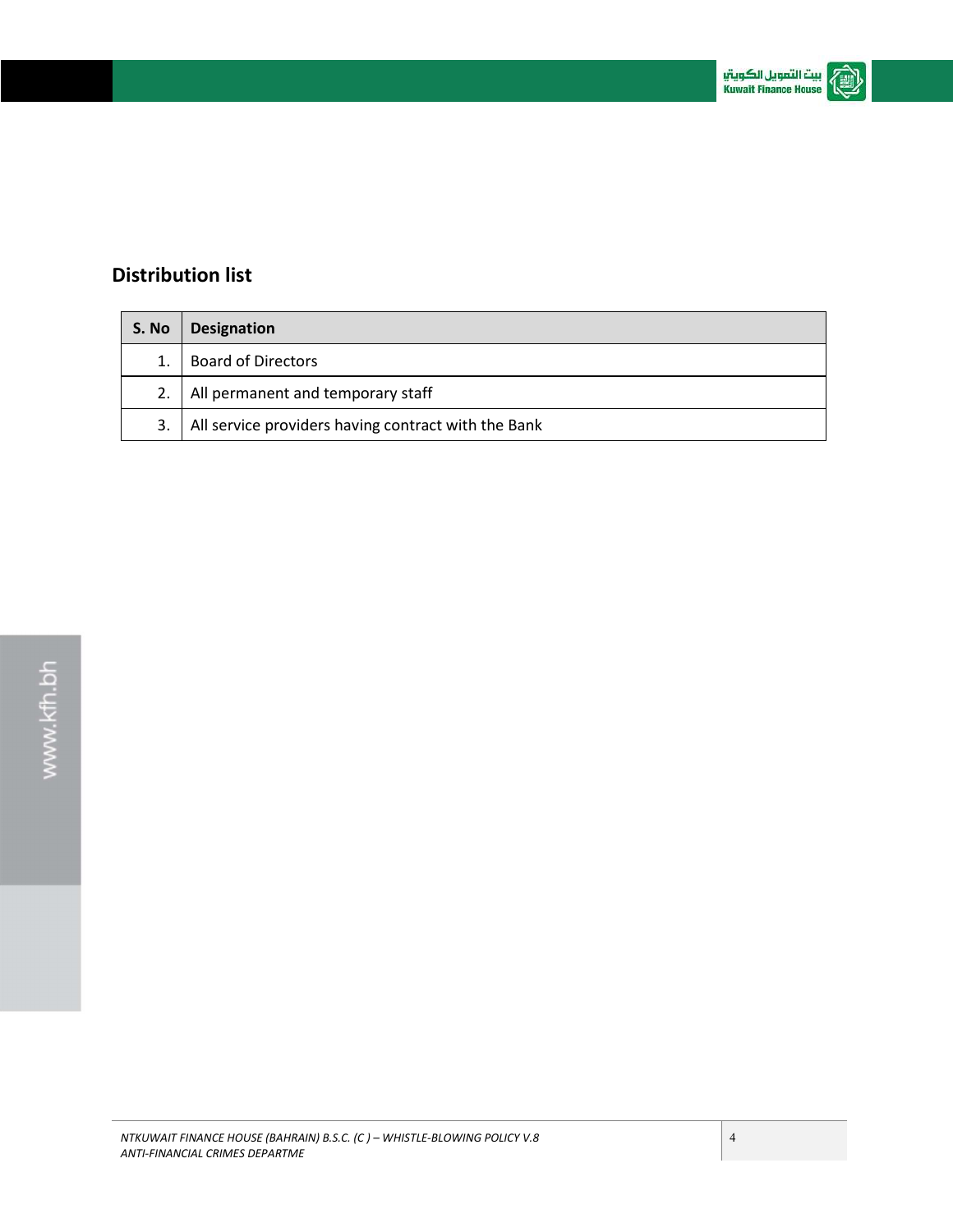## Distribution list

| S. No | Designation |
|---|---|
| 1. | Board of Directors |
| 2. | All permanent and temporary staff |
| 3. | All service providers having contract with the Bank |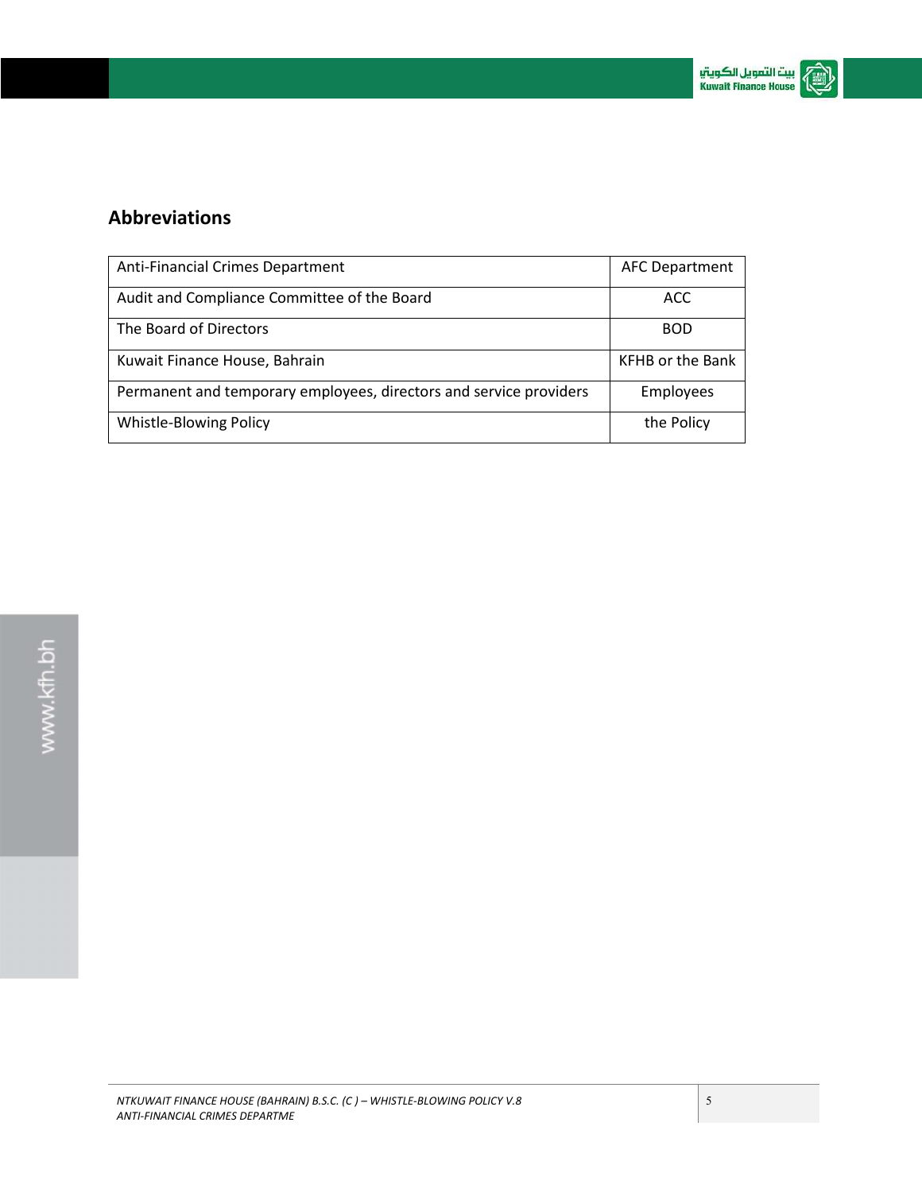## Abbreviations

| Anti-Financial Crimes Department | AFC Department |
|---|---|
| Audit and Compliance Committee of the Board | ACC |
| The Board of Directors | BOD |
| Kuwait Finance House, Bahrain | KFHB or the Bank |
| Permanent and temporary employees, directors and service providers | Employees |
| Whistle-Blowing Policy | the Policy |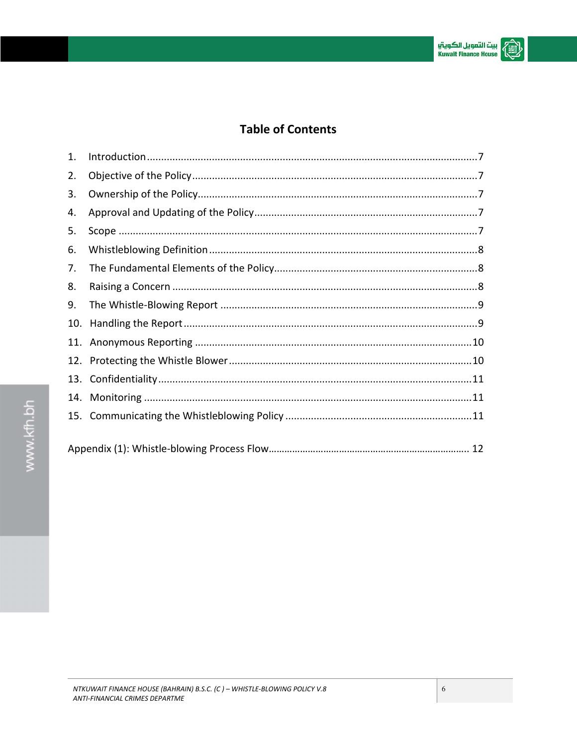## Table of Contents

1. Introduction ........................................................................................................7
2. Objective of the Policy ........................................................................................7
3. Ownership of the Policy ......................................................................................7
4. Approval and Updating of the Policy ...................................................................7
5. Scope ..................................................................................................................7
6. Whistleblowing Definition ...................................................................................8
7. The Fundamental Elements of the Policy .............................................................8
8. Raising a Concern ................................................................................................8
9. The Whistle-Blowing Report ................................................................................9
10. Handling the Report ............................................................................................9
11. Anonymous Reporting .......................................................................................10
12. Protecting the Whistle Blower ...........................................................................10
13. Confidentiality ...................................................................................................11
14. Monitoring ........................................................................................................11
15. Communicating the Whistleblowing Policy .........................................................11

Appendix (1): Whistle-blowing Process Flow.................................................................... 12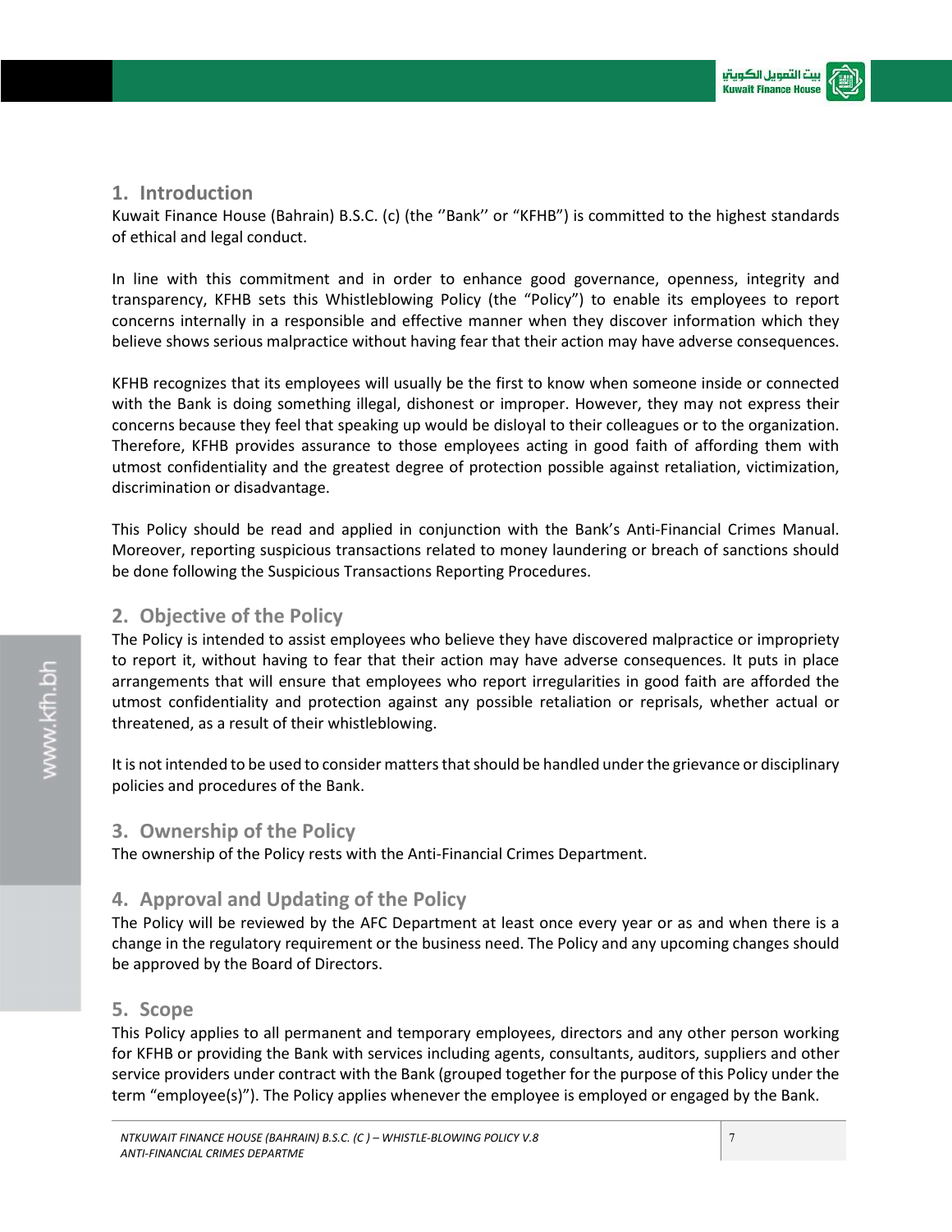## 1. Introduction

Kuwait Finance House (Bahrain) B.S.C. (c) (the ''Bank'' or "KFHB") is committed to the highest standards of ethical and legal conduct.

In line with this commitment and in order to enhance good governance, openness, integrity and transparency, KFHB sets this Whistleblowing Policy (the "Policy") to enable its employees to report concerns internally in a responsible and effective manner when they discover information which they believe shows serious malpractice without having fear that their action may have adverse consequences.

KFHB recognizes that its employees will usually be the first to know when someone inside or connected with the Bank is doing something illegal, dishonest or improper. However, they may not express their concerns because they feel that speaking up would be disloyal to their colleagues or to the organization. Therefore, KFHB provides assurance to those employees acting in good faith of affording them with utmost confidentiality and the greatest degree of protection possible against retaliation, victimization, discrimination or disadvantage.

This Policy should be read and applied in conjunction with the Bank's Anti-Financial Crimes Manual. Moreover, reporting suspicious transactions related to money laundering or breach of sanctions should be done following the Suspicious Transactions Reporting Procedures.

## 2. Objective of the Policy

The Policy is intended to assist employees who believe they have discovered malpractice or impropriety to report it, without having to fear that their action may have adverse consequences. It puts in place arrangements that will ensure that employees who report irregularities in good faith are afforded the utmost confidentiality and protection against any possible retaliation or reprisals, whether actual or threatened, as a result of their whistleblowing.

It is not intended to be used to consider matters that should be handled under the grievance or disciplinary policies and procedures of the Bank.

## 3. Ownership of the Policy

The ownership of the Policy rests with the Anti-Financial Crimes Department.

## 4. Approval and Updating of the Policy

The Policy will be reviewed by the AFC Department at least once every year or as and when there is a change in the regulatory requirement or the business need. The Policy and any upcoming changes should be approved by the Board of Directors.

## 5. Scope

This Policy applies to all permanent and temporary employees, directors and any other person working for KFHB or providing the Bank with services including agents, consultants, auditors, suppliers and other service providers under contract with the Bank (grouped together for the purpose of this Policy under the term "employee(s)"). The Policy applies whenever the employee is employed or engaged by the Bank.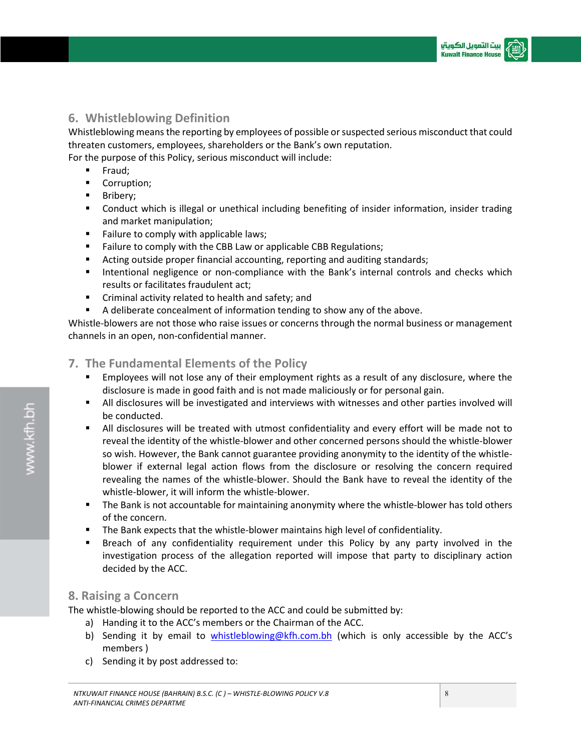## 6. Whistleblowing Definition

Whistleblowing means the reporting by employees of possible or suspected serious misconduct that could threaten customers, employees, shareholders or the Bank's own reputation.

For the purpose of this Policy, serious misconduct will include:

- Fraud;
- Corruption;
- Bribery;
- Conduct which is illegal or unethical including benefiting of insider information, insider trading and market manipulation;
- Failure to comply with applicable laws;
- Failure to comply with the CBB Law or applicable CBB Regulations;
- Acting outside proper financial accounting, reporting and auditing standards;
- Intentional negligence or non-compliance with the Bank's internal controls and checks which results or facilitates fraudulent act;
- Criminal activity related to health and safety; and
- A deliberate concealment of information tending to show any of the above.

Whistle-blowers are not those who raise issues or concerns through the normal business or management channels in an open, non-confidential manner.

## 7. The Fundamental Elements of the Policy

- Employees will not lose any of their employment rights as a result of any disclosure, where the disclosure is made in good faith and is not made maliciously or for personal gain.
- All disclosures will be investigated and interviews with witnesses and other parties involved will be conducted.
- All disclosures will be treated with utmost confidentiality and every effort will be made not to reveal the identity of the whistle-blower and other concerned persons should the whistle-blower so wish. However, the Bank cannot guarantee providing anonymity to the identity of the whistle-blower if external legal action flows from the disclosure or resolving the concern required revealing the names of the whistle-blower. Should the Bank have to reveal the identity of the whistle-blower, it will inform the whistle-blower.
- The Bank is not accountable for maintaining anonymity where the whistle-blower has told others of the concern.
- The Bank expects that the whistle-blower maintains high level of confidentiality.
- Breach of any confidentiality requirement under this Policy by any party involved in the investigation process of the allegation reported will impose that party to disciplinary action decided by the ACC.

## 8. Raising a Concern

The whistle-blowing should be reported to the ACC and could be submitted by:

a) Handing it to the ACC's members or the Chairman of the ACC.
b) Sending it by email to whistleblowing@kfh.com.bh (which is only accessible by the ACC's members )
c) Sending it by post addressed to: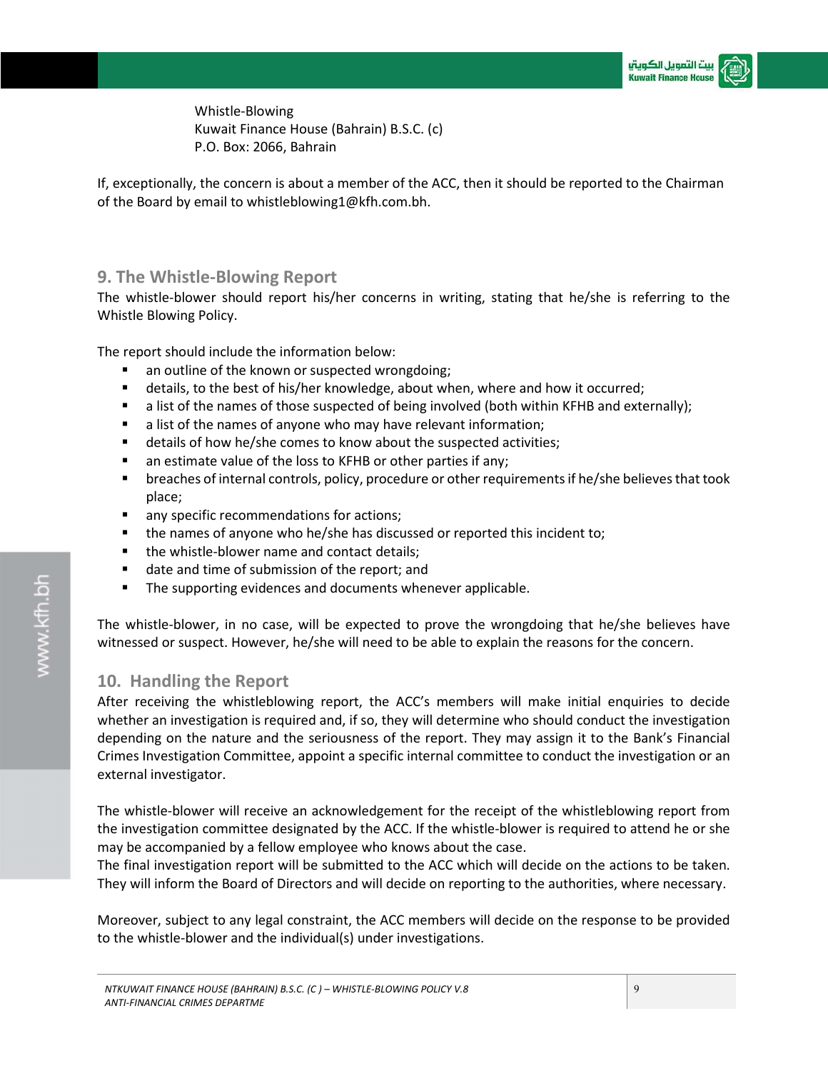Whistle-Blowing
Kuwait Finance House (Bahrain) B.S.C. (c)
P.O. Box: 2066, Bahrain

If, exceptionally, the concern is about a member of the ACC, then it should be reported to the Chairman of the Board by email to whistleblowing1@kfh.com.bh.

## 9. The Whistle-Blowing Report

The whistle-blower should report his/her concerns in writing, stating that he/she is referring to the Whistle Blowing Policy.

The report should include the information below:

- an outline of the known or suspected wrongdoing;
- details, to the best of his/her knowledge, about when, where and how it occurred;
- a list of the names of those suspected of being involved (both within KFHB and externally);
- a list of the names of anyone who may have relevant information;
- details of how he/she comes to know about the suspected activities;
- an estimate value of the loss to KFHB or other parties if any;
- breaches of internal controls, policy, procedure or other requirements if he/she believes that took place;
- any specific recommendations for actions;
- the names of anyone who he/she has discussed or reported this incident to;
- the whistle-blower name and contact details;
- date and time of submission of the report; and
- The supporting evidences and documents whenever applicable.

The whistle-blower, in no case, will be expected to prove the wrongdoing that he/she believes have witnessed or suspect. However, he/she will need to be able to explain the reasons for the concern.

## 10. Handling the Report

After receiving the whistleblowing report, the ACC's members will make initial enquiries to decide whether an investigation is required and, if so, they will determine who should conduct the investigation depending on the nature and the seriousness of the report. They may assign it to the Bank's Financial Crimes Investigation Committee, appoint a specific internal committee to conduct the investigation or an external investigator.

The whistle-blower will receive an acknowledgement for the receipt of the whistleblowing report from the investigation committee designated by the ACC. If the whistle-blower is required to attend he or she may be accompanied by a fellow employee who knows about the case.
The final investigation report will be submitted to the ACC which will decide on the actions to be taken. They will inform the Board of Directors and will decide on reporting to the authorities, where necessary.

Moreover, subject to any legal constraint, the ACC members will decide on the response to be provided to the whistle-blower and the individual(s) under investigations.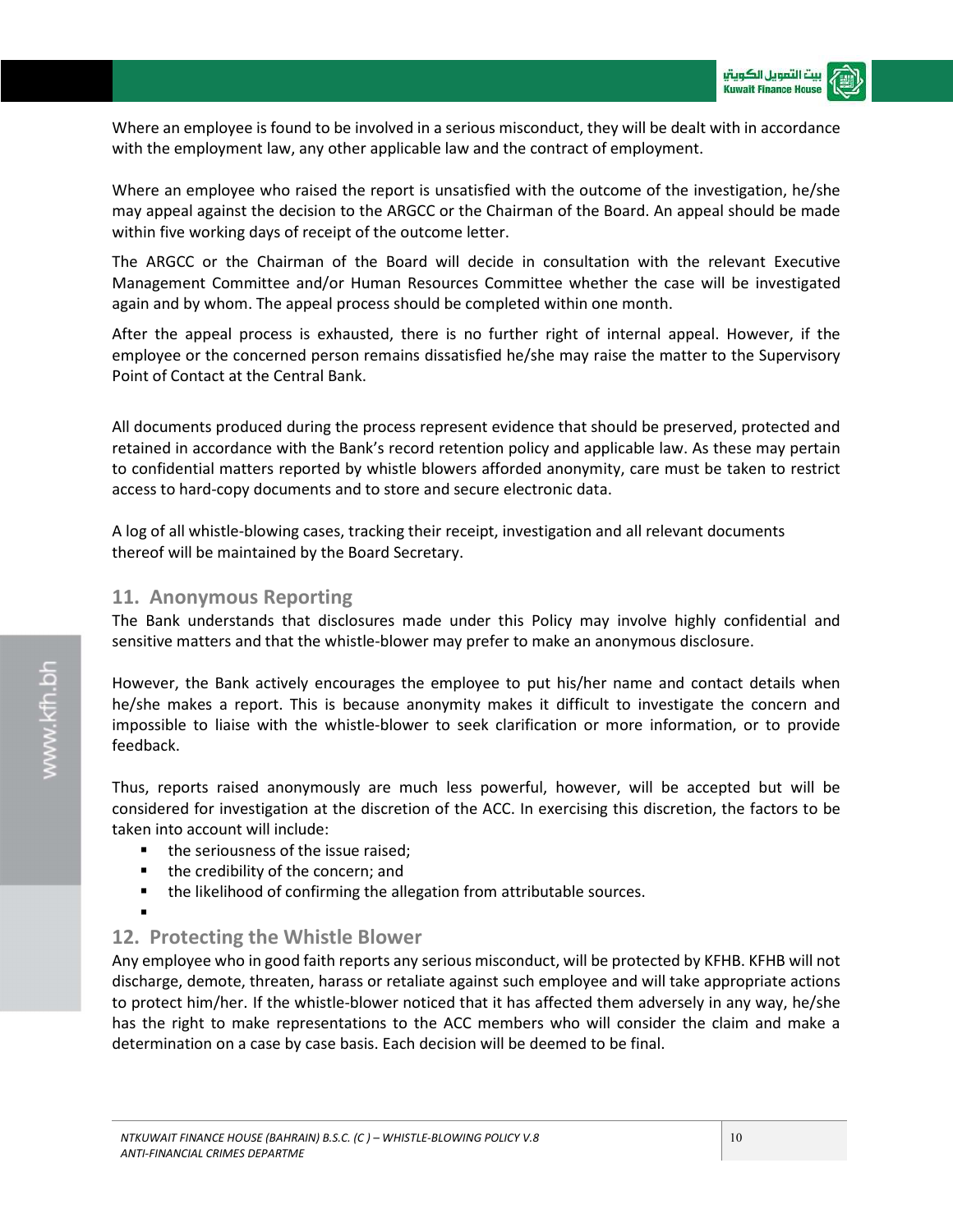Where an employee is found to be involved in a serious misconduct, they will be dealt with in accordance with the employment law, any other applicable law and the contract of employment.

Where an employee who raised the report is unsatisfied with the outcome of the investigation, he/she may appeal against the decision to the ARGCC or the Chairman of the Board. An appeal should be made within five working days of receipt of the outcome letter.

The ARGCC or the Chairman of the Board will decide in consultation with the relevant Executive Management Committee and/or Human Resources Committee whether the case will be investigated again and by whom. The appeal process should be completed within one month.

After the appeal process is exhausted, there is no further right of internal appeal. However, if the employee or the concerned person remains dissatisfied he/she may raise the matter to the Supervisory Point of Contact at the Central Bank.

All documents produced during the process represent evidence that should be preserved, protected and retained in accordance with the Bank's record retention policy and applicable law. As these may pertain to confidential matters reported by whistle blowers afforded anonymity, care must be taken to restrict access to hard-copy documents and to store and secure electronic data.

A log of all whistle-blowing cases, tracking their receipt, investigation and all relevant documents thereof will be maintained by the Board Secretary.

## 11. Anonymous Reporting

The Bank understands that disclosures made under this Policy may involve highly confidential and sensitive matters and that the whistle-blower may prefer to make an anonymous disclosure.

However, the Bank actively encourages the employee to put his/her name and contact details when he/she makes a report. This is because anonymity makes it difficult to investigate the concern and impossible to liaise with the whistle-blower to seek clarification or more information, or to provide feedback.

Thus, reports raised anonymously are much less powerful, however, will be accepted but will be considered for investigation at the discretion of the ACC. In exercising this discretion, the factors to be taken into account will include:

- the seriousness of the issue raised;
- the credibility of the concern; and
- the likelihood of confirming the allegation from attributable sources.

## 12. Protecting the Whistle Blower

Any employee who in good faith reports any serious misconduct, will be protected by KFHB. KFHB will not discharge, demote, threaten, harass or retaliate against such employee and will take appropriate actions to protect him/her. If the whistle-blower noticed that it has affected them adversely in any way, he/she has the right to make representations to the ACC members who will consider the claim and make a determination on a case by case basis. Each decision will be deemed to be final.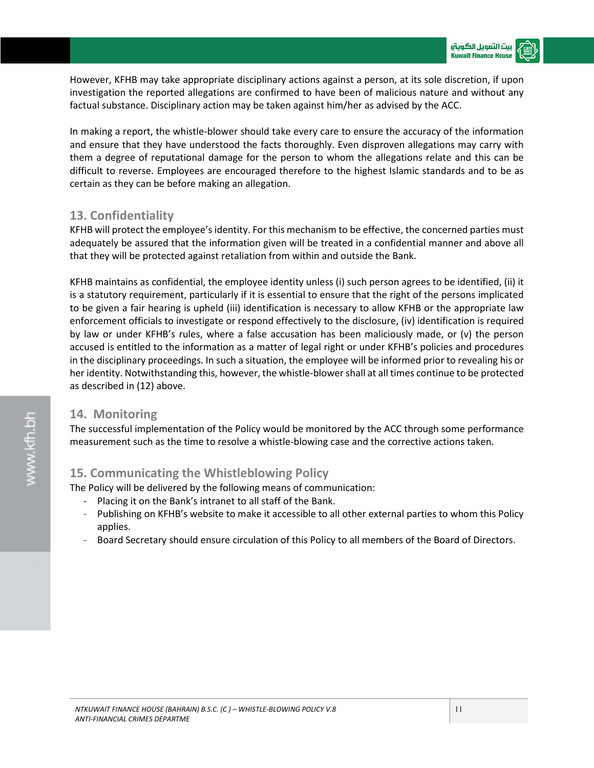However, KFHB may take appropriate disciplinary actions against a person, at its sole discretion, if upon investigation the reported allegations are confirmed to have been of malicious nature and without any factual substance. Disciplinary action may be taken against him/her as advised by the ACC.

In making a report, the whistle-blower should take every care to ensure the accuracy of the information and ensure that they have understood the facts thoroughly. Even disproven allegations may carry with them a degree of reputational damage for the person to whom the allegations relate and this can be difficult to reverse. Employees are encouraged therefore to the highest Islamic standards and to be as certain as they can be before making an allegation.

## 13. Confidentiality

KFHB will protect the employee's identity. For this mechanism to be effective, the concerned parties must adequately be assured that the information given will be treated in a confidential manner and above all that they will be protected against retaliation from within and outside the Bank.

KFHB maintains as confidential, the employee identity unless (i) such person agrees to be identified, (ii) it is a statutory requirement, particularly if it is essential to ensure that the right of the persons implicated to be given a fair hearing is upheld (iii) identification is necessary to allow KFHB or the appropriate law enforcement officials to investigate or respond effectively to the disclosure, (iv) identification is required by law or under KFHB's rules, where a false accusation has been maliciously made, or (v) the person accused is entitled to the information as a matter of legal right or under KFHB's policies and procedures in the disciplinary proceedings. In such a situation, the employee will be informed prior to revealing his or her identity. Notwithstanding this, however, the whistle-blower shall at all times continue to be protected as described in (12) above.

## 14. Monitoring

The successful implementation of the Policy would be monitored by the ACC through some performance measurement such as the time to resolve a whistle-blowing case and the corrective actions taken.

## 15. Communicating the Whistleblowing Policy

The Policy will be delivered by the following means of communication:

- Placing it on the Bank's intranet to all staff of the Bank.
- Publishing on KFHB's website to make it accessible to all other external parties to whom this Policy applies.
- Board Secretary should ensure circulation of this Policy to all members of the Board of Directors.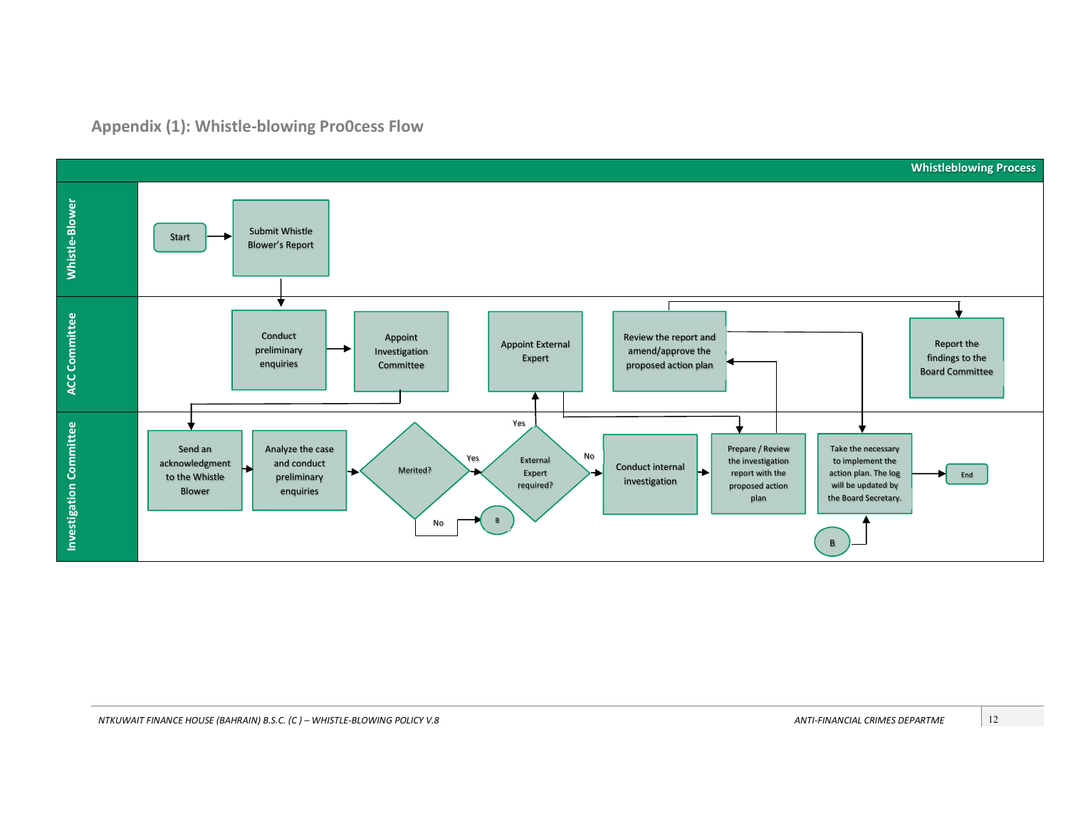## Appendix (1): Whistle-blowing Pro0cess Flow

Whistleblowing Process

Whistle-Blower

Start

Submit Whistle Blower's Report

ACC Committee

Conduct preliminary enquiries

Appoint Investigation Committee

Appoint External Expert

Review the report and amend/approve the proposed action plan

Report the findings to the Board Committee

Investigation Committee

Send an acknowledgment to the Whistle Blower

Analyze the case and conduct preliminary enquiries

Merited?

Yes

No

B

External Expert required?

Yes

No

Conduct internal investigation

Prepare / Review the investigation report with the proposed action plan

Take the necessary to implement the action plan. The log will be updated by the Board Secretary.

B

End